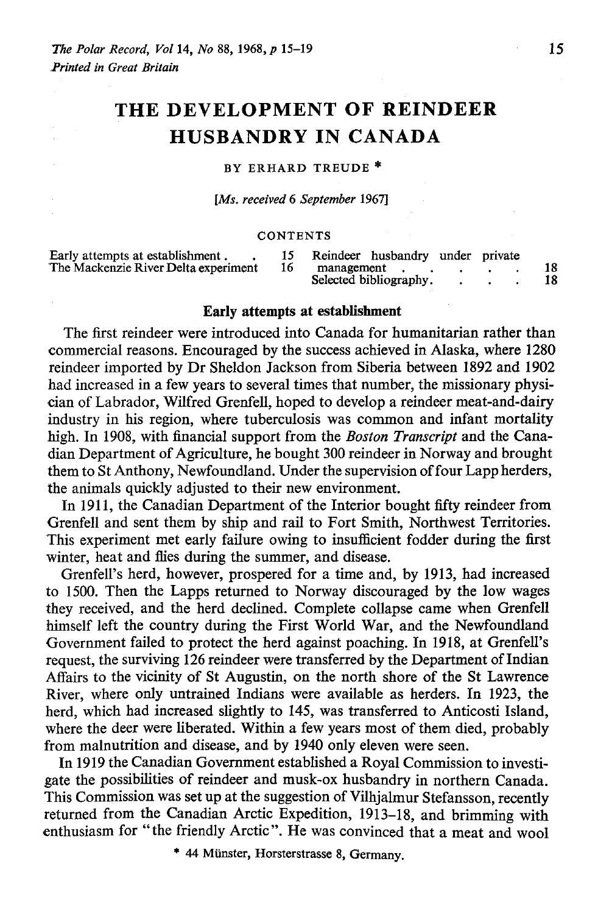# THE DEVELOPMENT OF REINDEER HUSBANDRY IN CANADA

BY ERHARD TREUDE *

*[Ms. received 6 September 1967]*

CONTENTS

| | | | |
|---|---|---|---|
| Early attempts at establishment | 15 | Reindeer husbandry under private management | 18 |
| The Mackenzie River Delta experiment | 16 | Selected bibliography | 18 |

## Early attempts at establishment

The first reindeer were introduced into Canada for humanitarian rather than commercial reasons. Encouraged by the success achieved in Alaska, where 1280 reindeer imported by Dr Sheldon Jackson from Siberia between 1892 and 1902 had increased in a few years to several times that number, the missionary physician of Labrador, Wilfred Grenfell, hoped to develop a reindeer meat-and-dairy industry in his region, where tuberculosis was common and infant mortality high. In 1908, with financial support from the *Boston Transcript* and the Canadian Department of Agriculture, he bought 300 reindeer in Norway and brought them to St Anthony, Newfoundland. Under the supervision of four Lapp herders, the animals quickly adjusted to their new environment.

In 1911, the Canadian Department of the Interior bought fifty reindeer from Grenfell and sent them by ship and rail to Fort Smith, Northwest Territories. This experiment met early failure owing to insufficient fodder during the first winter, heat and flies during the summer, and disease.

Grenfell's herd, however, prospered for a time and, by 1913, had increased to 1500. Then the Lapps returned to Norway discouraged by the low wages they received, and the herd declined. Complete collapse came when Grenfell himself left the country during the First World War, and the Newfoundland Government failed to protect the herd against poaching. In 1918, at Grenfell's request, the surviving 126 reindeer were transferred by the Department of Indian Affairs to the vicinity of St Augustin, on the north shore of the St Lawrence River, where only untrained Indians were available as herders. In 1923, the herd, which had increased slightly to 145, was transferred to Anticosti Island, where the deer were liberated. Within a few years most of them died, probably from malnutrition and disease, and by 1940 only eleven were seen.

In 1919 the Canadian Government established a Royal Commission to investigate the possibilities of reindeer and musk-ox husbandry in northern Canada. This Commission was set up at the suggestion of Vilhjalmur Stefansson, recently returned from the Canadian Arctic Expedition, 1913–18, and brimming with enthusiasm for "the friendly Arctic". He was convinced that a meat and wool

\* 44 Münster, Horsterstrasse 8, Germany.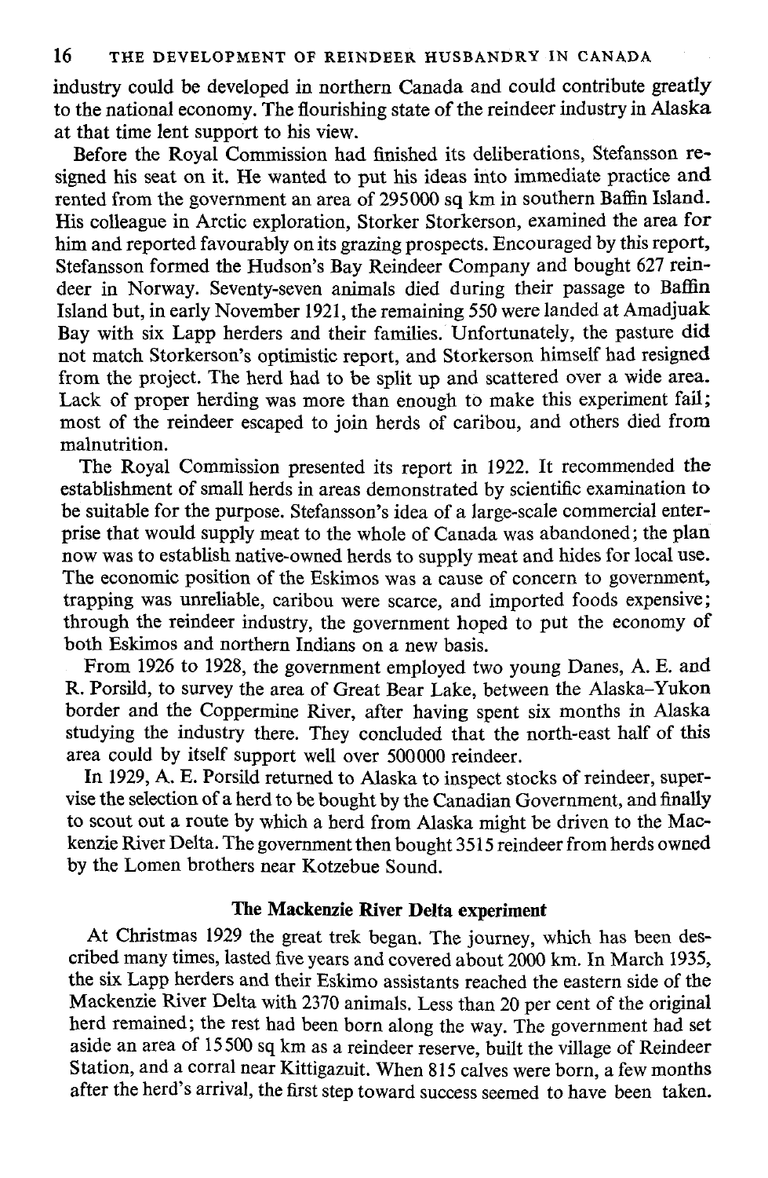industry could be developed in northern Canada and could contribute greatly to the national economy. The flourishing state of the reindeer industry in Alaska at that time lent support to his view.

Before the Royal Commission had finished its deliberations, Stefansson resigned his seat on it. He wanted to put his ideas into immediate practice and rented from the government an area of 295000 sq km in southern Baffin Island. His colleague in Arctic exploration, Storker Storkerson, examined the area for him and reported favourably on its grazing prospects. Encouraged by this report, Stefansson formed the Hudson's Bay Reindeer Company and bought 627 reindeer in Norway. Seventy-seven animals died during their passage to Baffin Island but, in early November 1921, the remaining 550 were landed at Amadjuak Bay with six Lapp herders and their families. Unfortunately, the pasture did not match Storkerson's optimistic report, and Storkerson himself had resigned from the project. The herd had to be split up and scattered over a wide area. Lack of proper herding was more than enough to make this experiment fail; most of the reindeer escaped to join herds of caribou, and others died from malnutrition.

The Royal Commission presented its report in 1922. It recommended the establishment of small herds in areas demonstrated by scientific examination to be suitable for the purpose. Stefansson's idea of a large-scale commercial enterprise that would supply meat to the whole of Canada was abandoned; the plan now was to establish native-owned herds to supply meat and hides for local use. The economic position of the Eskimos was a cause of concern to government, trapping was unreliable, caribou were scarce, and imported foods expensive; through the reindeer industry, the government hoped to put the economy of both Eskimos and northern Indians on a new basis.

From 1926 to 1928, the government employed two young Danes, A. E. and R. Porsild, to survey the area of Great Bear Lake, between the Alaska–Yukon border and the Coppermine River, after having spent six months in Alaska studying the industry there. They concluded that the north-east half of this area could by itself support well over 500000 reindeer.

In 1929, A. E. Porsild returned to Alaska to inspect stocks of reindeer, supervise the selection of a herd to be bought by the Canadian Government, and finally to scout out a route by which a herd from Alaska might be driven to the Mackenzie River Delta. The government then bought 3515 reindeer from herds owned by the Lomen brothers near Kotzebue Sound.

## The Mackenzie River Delta experiment

At Christmas 1929 the great trek began. The journey, which has been described many times, lasted five years and covered about 2000 km. In March 1935, the six Lapp herders and their Eskimo assistants reached the eastern side of the Mackenzie River Delta with 2370 animals. Less than 20 per cent of the original herd remained; the rest had been born along the way. The government had set aside an area of 15500 sq km as a reindeer reserve, built the village of Reindeer Station, and a corral near Kittigazuit. When 815 calves were born, a few months after the herd's arrival, the first step toward success seemed to have been taken.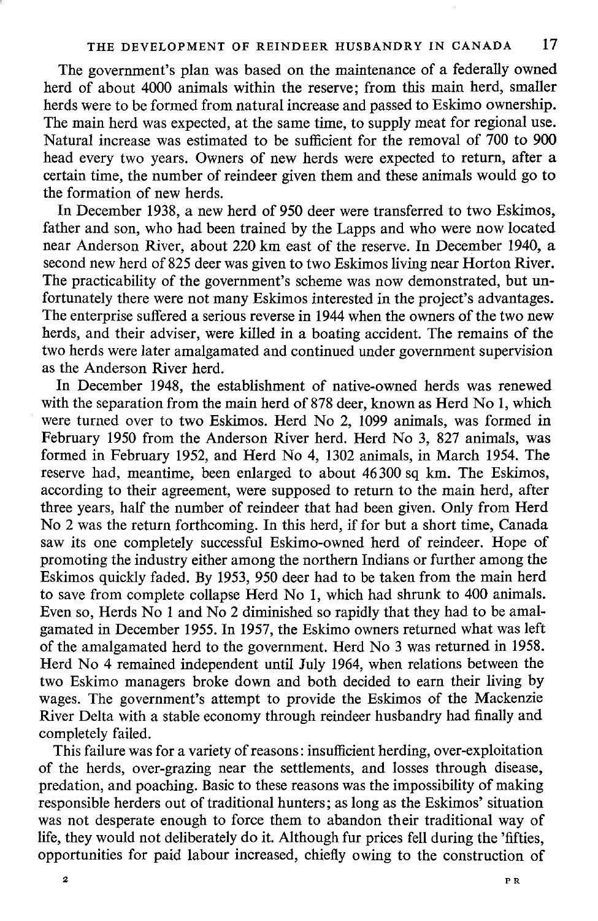The government's plan was based on the maintenance of a federally owned herd of about 4000 animals within the reserve; from this main herd, smaller herds were to be formed from natural increase and passed to Eskimo ownership. The main herd was expected, at the same time, to supply meat for regional use. Natural increase was estimated to be sufficient for the removal of 700 to 900 head every two years. Owners of new herds were expected to return, after a certain time, the number of reindeer given them and these animals would go to the formation of new herds.

In December 1938, a new herd of 950 deer were transferred to two Eskimos, father and son, who had been trained by the Lapps and who were now located near Anderson River, about 220 km east of the reserve. In December 1940, a second new herd of 825 deer was given to two Eskimos living near Horton River. The practicability of the government's scheme was now demonstrated, but unfortunately there were not many Eskimos interested in the project's advantages. The enterprise suffered a serious reverse in 1944 when the owners of the two new herds, and their adviser, were killed in a boating accident. The remains of the two herds were later amalgamated and continued under government supervision as the Anderson River herd.

In December 1948, the establishment of native-owned herds was renewed with the separation from the main herd of 878 deer, known as Herd No 1, which were turned over to two Eskimos. Herd No 2, 1099 animals, was formed in February 1950 from the Anderson River herd. Herd No 3, 827 animals, was formed in February 1952, and Herd No 4, 1302 animals, in March 1954. The reserve had, meantime, been enlarged to about 46300 sq km. The Eskimos, according to their agreement, were supposed to return to the main herd, after three years, half the number of reindeer that had been given. Only from Herd No 2 was the return forthcoming. In this herd, if for but a short time, Canada saw its one completely successful Eskimo-owned herd of reindeer. Hope of promoting the industry either among the northern Indians or further among the Eskimos quickly faded. By 1953, 950 deer had to be taken from the main herd to save from complete collapse Herd No 1, which had shrunk to 400 animals. Even so, Herds No 1 and No 2 diminished so rapidly that they had to be amalgamated in December 1955. In 1957, the Eskimo owners returned what was left of the amalgamated herd to the government. Herd No 3 was returned in 1958. Herd No 4 remained independent until July 1964, when relations between the two Eskimo managers broke down and both decided to earn their living by wages. The government's attempt to provide the Eskimos of the Mackenzie River Delta with a stable economy through reindeer husbandry had finally and completely failed.

This failure was for a variety of reasons: insufficient herding, over-exploitation of the herds, over-grazing near the settlements, and losses through disease, predation, and poaching. Basic to these reasons was the impossibility of making responsible herders out of traditional hunters; as long as the Eskimos' situation was not desperate enough to force them to abandon their traditional way of life, they would not deliberately do it. Although fur prices fell during the 'fifties, opportunities for paid labour increased, chiefly owing to the construction of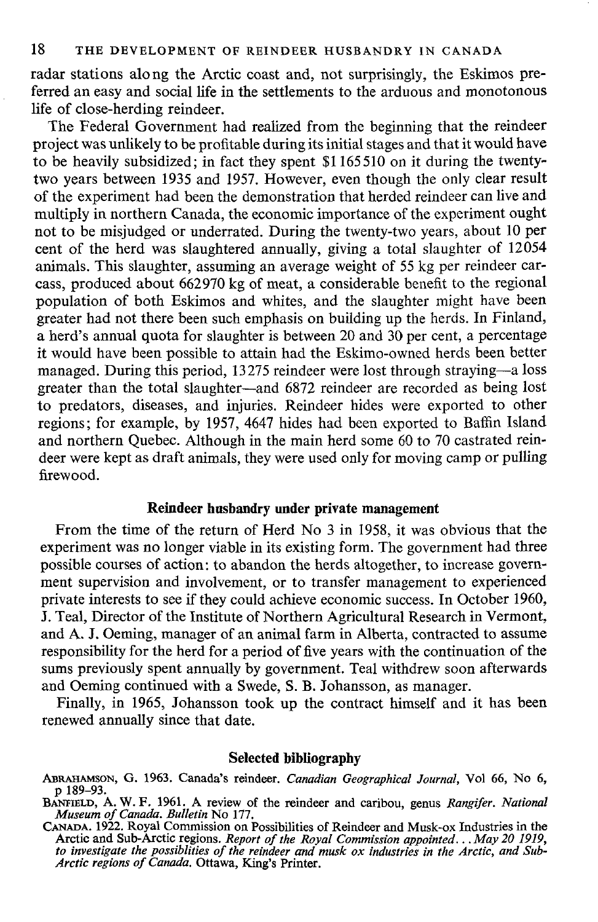radar stations along the Arctic coast and, not surprisingly, the Eskimos preferred an easy and social life in the settlements to the arduous and monotonous life of close-herding reindeer.

The Federal Government had realized from the beginning that the reindeer project was unlikely to be profitable during its initial stages and that it would have to be heavily subsidized; in fact they spent $1 165 510 on it during the twenty-two years between 1935 and 1957. However, even though the only clear result of the experiment had been the demonstration that herded reindeer can live and multiply in northern Canada, the economic importance of the experiment ought not to be misjudged or underrated. During the twenty-two years, about 10 per cent of the herd was slaughtered annually, giving a total slaughter of 12054 animals. This slaughter, assuming an average weight of 55 kg per reindeer carcass, produced about 662970 kg of meat, a considerable benefit to the regional population of both Eskimos and whites, and the slaughter might have been greater had not there been such emphasis on building up the herds. In Finland, a herd's annual quota for slaughter is between 20 and 30 per cent, a percentage it would have been possible to attain had the Eskimo-owned herds been better managed. During this period, 13275 reindeer were lost through straying—a loss greater than the total slaughter—and 6872 reindeer are recorded as being lost to predators, diseases, and injuries. Reindeer hides were exported to other regions; for example, by 1957, 4647 hides had been exported to Baffin Island and northern Quebec. Although in the main herd some 60 to 70 castrated reindeer were kept as draft animals, they were used only for moving camp or pulling firewood.

## Reindeer husbandry under private management

From the time of the return of Herd No 3 in 1958, it was obvious that the experiment was no longer viable in its existing form. The government had three possible courses of action: to abandon the herds altogether, to increase government supervision and involvement, or to transfer management to experienced private interests to see if they could achieve economic success. In October 1960, J. Teal, Director of the Institute of Northern Agricultural Research in Vermont, and A. J. Oeming, manager of an animal farm in Alberta, contracted to assume responsibility for the herd for a period of five years with the continuation of the sums previously spent annually by government. Teal withdrew soon afterwards and Oeming continued with a Swede, S. B. Johansson, as manager.

Finally, in 1965, Johansson took up the contract himself and it has been renewed annually since that date.

## Selected bibliography

ABRAHAMSON, G. 1963. Canada's reindeer. *Canadian Geographical Journal*, Vol 66, No 6, p 189–93.

BANFIELD, A. W. F. 1961. A review of the reindeer and caribou, genus *Rangifer*. *National Museum of Canada. Bulletin* No 177.

CANADA. 1922. Royal Commission on Possibilities of Reindeer and Musk-ox Industries in the Arctic and Sub-Arctic regions. *Report of the Royal Commission appointed... May 20 1919, to investigate the possiblities of the reindeer and musk ox industries in the Arctic, and Sub-Arctic regions of Canada.* Ottawa, King's Printer.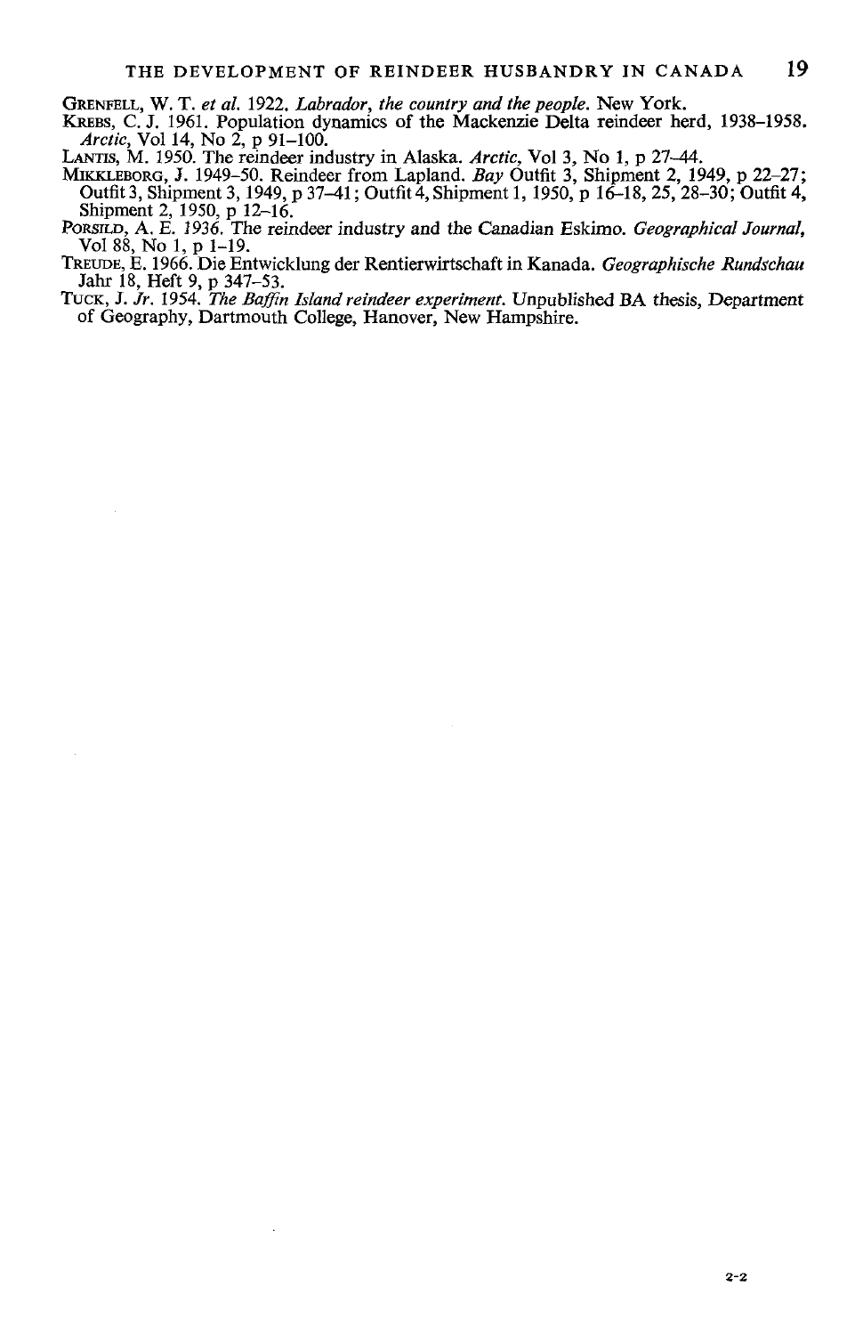GRENFELL, W. T. *et al.* 1922. *Labrador, the country and the people.* New York.

KREBS, C. J. 1961. Population dynamics of the Mackenzie Delta reindeer herd, 1938–1958. *Arctic,* Vol 14, No 2, p 91–100.

LANTIS, M. 1950. The reindeer industry in Alaska. *Arctic,* Vol 3, No 1, p 27–44.

MIKKLEBORG, J. 1949–50. Reindeer from Lapland. *Bay* Outfit 3, Shipment 2, 1949, p 22–27; Outfit 3, Shipment 3, 1949, p 37–41; Outfit 4, Shipment 1, 1950, p 16–18, 25, 28–30; Outfit 4, Shipment 2, 1950, p 12–16.

PORSILD, A. E. 1936. The reindeer industry and the Canadian Eskimo. *Geographical Journal,* Vol 88, No 1, p 1–19.

TREUDE, E. 1966. Die Entwicklung der Rentierwirtschaft in Kanada. *Geographische Rundschau* Jahr 18, Heft 9, p 347–53.

TUCK, J. *Jr.* 1954. *The Baffin Island reindeer experiment.* Unpublished BA thesis, Department of Geography, Dartmouth College, Hanover, New Hampshire.